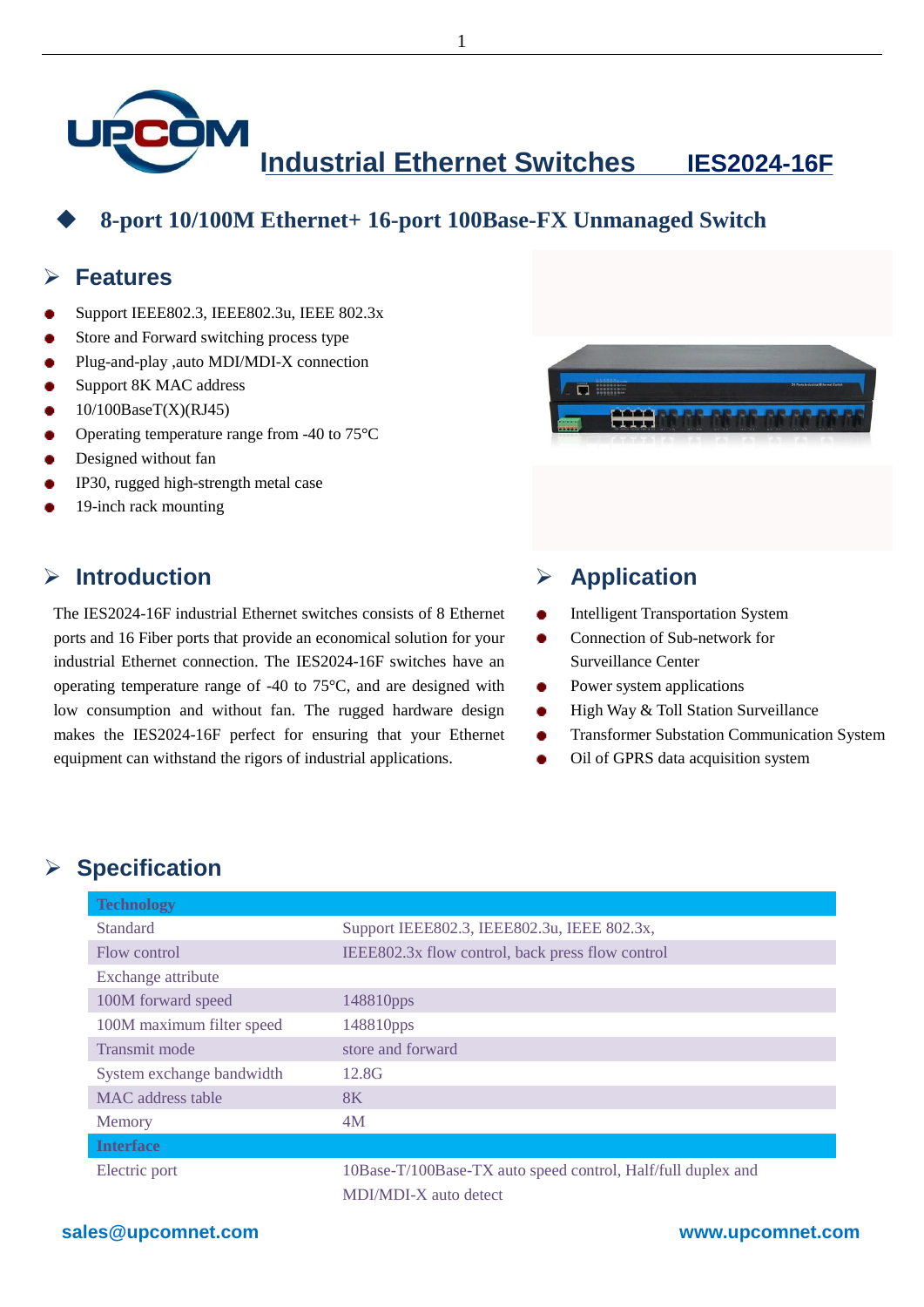# Industrial Ethernet Switches IES2024-16F

## 8-port 10/100M Ethernet+ 16-port 100Base-FX Unmanaged Switch

## Features

- Support IEEE802.3, IEEE802.3u, IEEE 802.3x
- Store and Forward switching process type
- Plug-and-play ,auto MDI/MDI-X connection
- Support 8K MAC address
- 10/100BaseT(X)(RJ45)
- Operating temperature range from -40 to 75°C
- Designed without fan
- IP30, rugged high-strength metal case
- 19-inch rack mounting

## Introduction

The IES2024-16F industrial Ethernet switches consists of 8 Ethernet ports and 16 Fiber ports that provide an economical solution for your industrial Ethernet connection. The IES2024-16F switches have an operating temperature range of -40 to 75°C, and are designed with low consumption and without fan. The rugged hardware design makes the IES2024-16F perfect for ensuring that your Ethernet equipment can withstand the rigors of industrial applications.

## Application

- Intelligent Transportation System
- Connection of Sub-network for Surveillance Center
- Power system applications
- High Way & Toll Station Surveillance
- Transformer Substation Communication System
- Oil of GPRS data acquisition system

## Specification

| Technology | |
|---|---|
| Standard | Support IEEE802.3, IEEE802.3u, IEEE 802.3x, |
| Flow control | IEEE802.3x flow control, back press flow control |
| Exchange attribute | |
| 100M forward speed | 148810pps |
| 100M maximum filter speed | 148810pps |
| Transmit mode | store and forward |
| System exchange bandwidth | 12.8G |
| MAC address table | 8K |
| Memory | 4M |
| **Interface** | |
| Electric port | 10Base-T/100Base-TX auto speed control, Half/full duplex and MDI/MDI-X auto detect |

sales@upcomnet.com www.upcomnet.com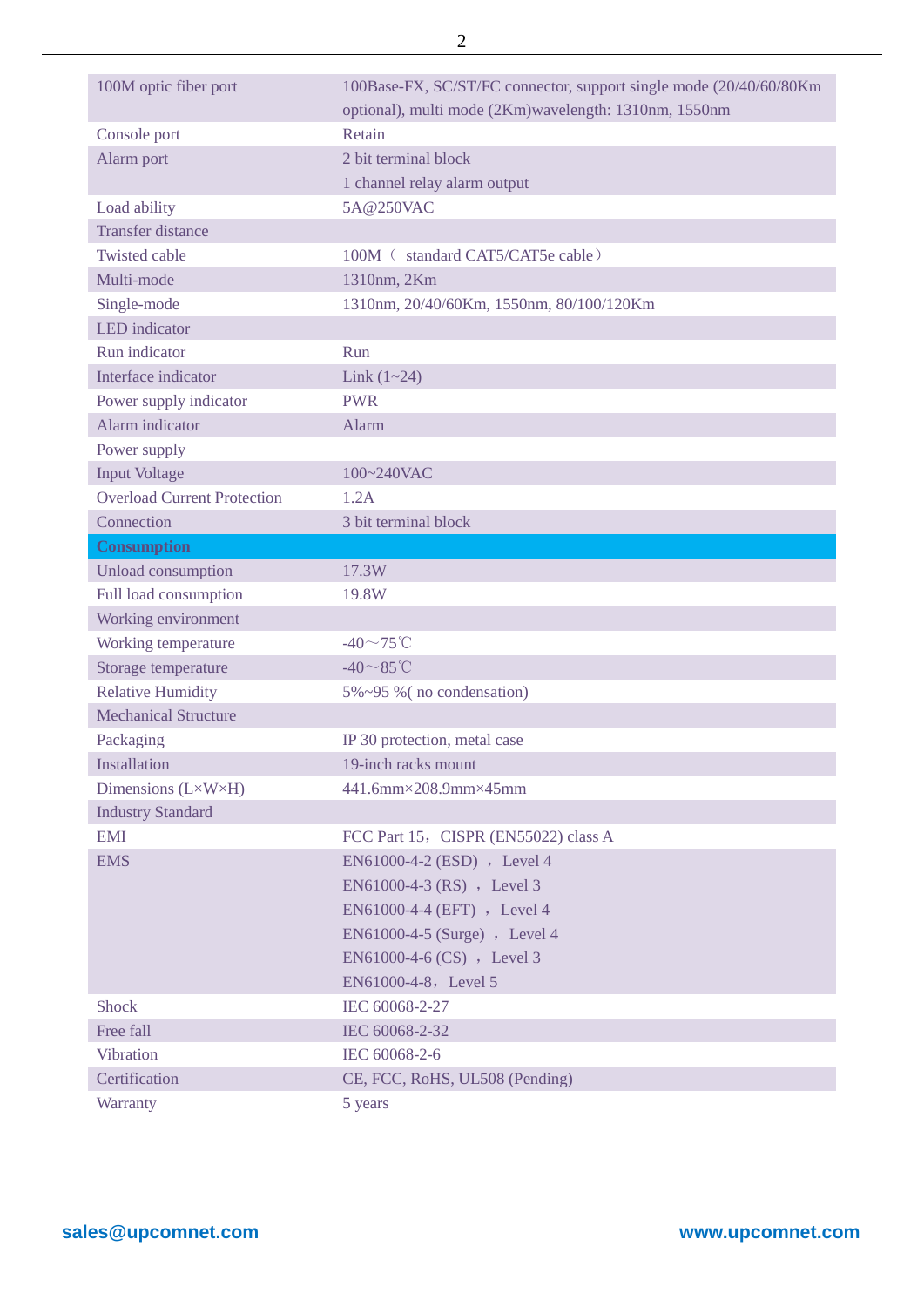| | |
|---|---|
| 100M optic fiber port | 100Base-FX, SC/ST/FC connector, support single mode (20/40/60/80Km optional), multi mode (2Km)wavelength: 1310nm, 1550nm |
| Console port | Retain |
| Alarm port | 2 bit terminal block<br>1 channel relay alarm output |
| Load ability | 5A@250VAC |
| Transfer distance | |
| Twisted cable | 100M （ standard CAT5/CAT5e cable） |
| Multi-mode | 1310nm, 2Km |
| Single-mode | 1310nm, 20/40/60Km, 1550nm, 80/100/120Km |
| LED indicator | |
| Run indicator | Run |
| Interface indicator | Link (1~24) |
| Power supply indicator | PWR |
| Alarm indicator | Alarm |
| Power supply | |
| Input Voltage | 100~240VAC |
| Overload Current Protection | 1.2A |
| Connection | 3 bit terminal block |
| **Consumption** | |
| Unload consumption | 17.3W |
| Full load consumption | 19.8W |
| Working environment | |
| Working temperature | -40～75℃ |
| Storage temperature | -40～85℃ |
| Relative Humidity | 5%~95 %( no condensation) |
| Mechanical Structure | |
| Packaging | IP 30 protection, metal case |
| Installation | 19-inch racks mount |
| Dimensions (L×W×H) | 441.6mm×208.9mm×45mm |
| Industry Standard | |
| EMI | FCC Part 15，CISPR (EN55022) class A |
| EMS | EN61000-4-2 (ESD) ， Level 4<br>EN61000-4-3 (RS) ， Level 3<br>EN61000-4-4 (EFT) ， Level 4<br>EN61000-4-5 (Surge) ， Level 4<br>EN61000-4-6 (CS) ， Level 3<br>EN61000-4-8，Level 5 |
| Shock | IEC 60068-2-27 |
| Free fall | IEC 60068-2-32 |
| Vibration | IEC 60068-2-6 |
| Certification | CE, FCC, RoHS, UL508 (Pending) |
| Warranty | 5 years |

sales@upcomnet.com www.upcomnet.com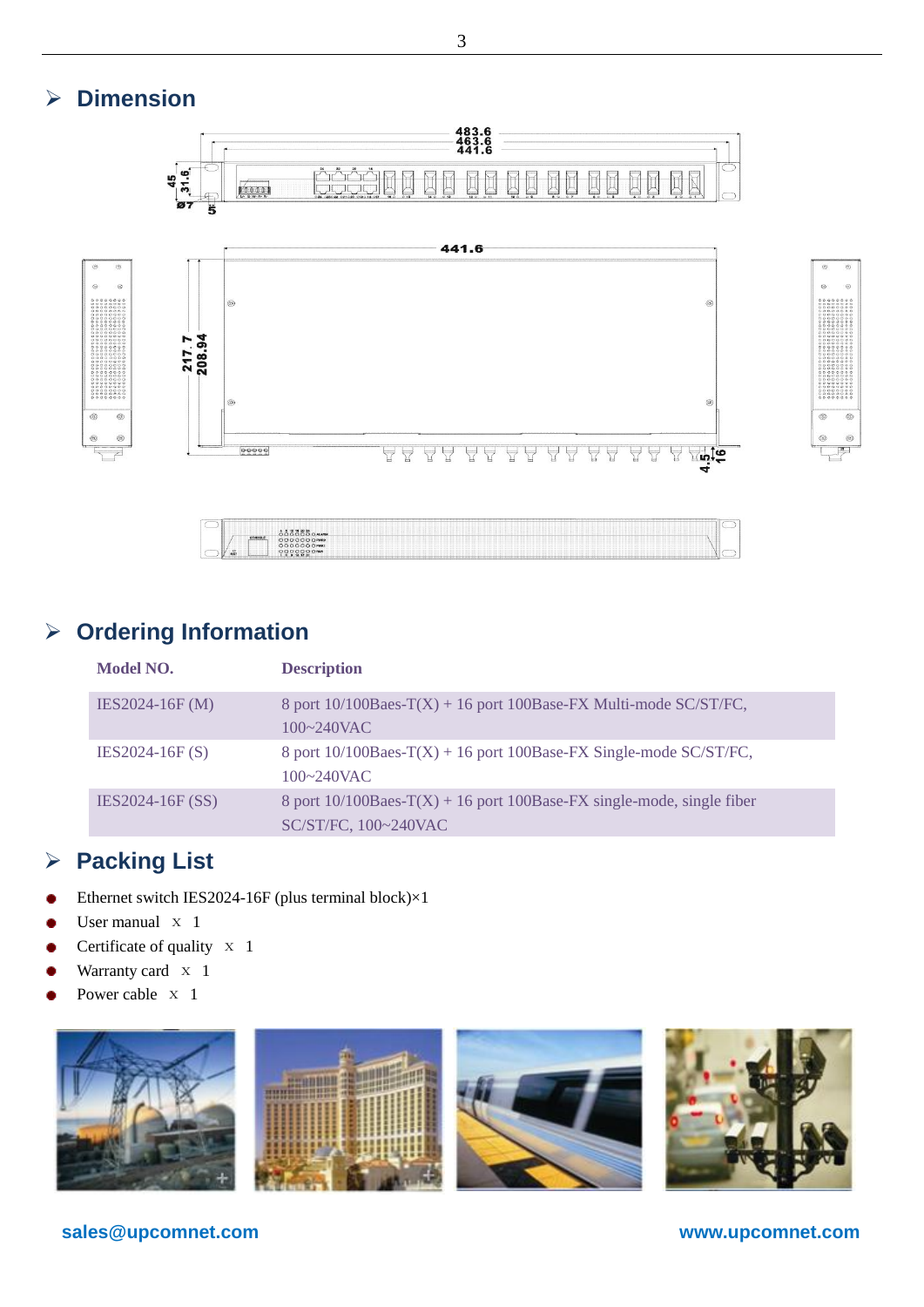## Dimension

483.6
463.6
441.6

45
31.6
Ø7
5

441.6

217.7
208.94

4.5
16

## Ordering Information

| Model NO. | Description |
|---|---|
| IES2024-16F (M) | 8 port 10/100Baes-T(X) + 16 port 100Base-FX Multi-mode SC/ST/FC, 100~240VAC |
| IES2024-16F (S) | 8 port 10/100Baes-T(X) + 16 port 100Base-FX Single-mode SC/ST/FC, 100~240VAC |
| IES2024-16F (SS) | 8 port 10/100Baes-T(X) + 16 port 100Base-FX single-mode, single fiber SC/ST/FC, 100~240VAC |

## Packing List

- Ethernet switch IES2024-16F (plus terminal block)×1
- User manual x 1
- Certificate of quality x 1
- Warranty card x 1
- Power cable x 1

sales@upcomnet.com www.upcomnet.com